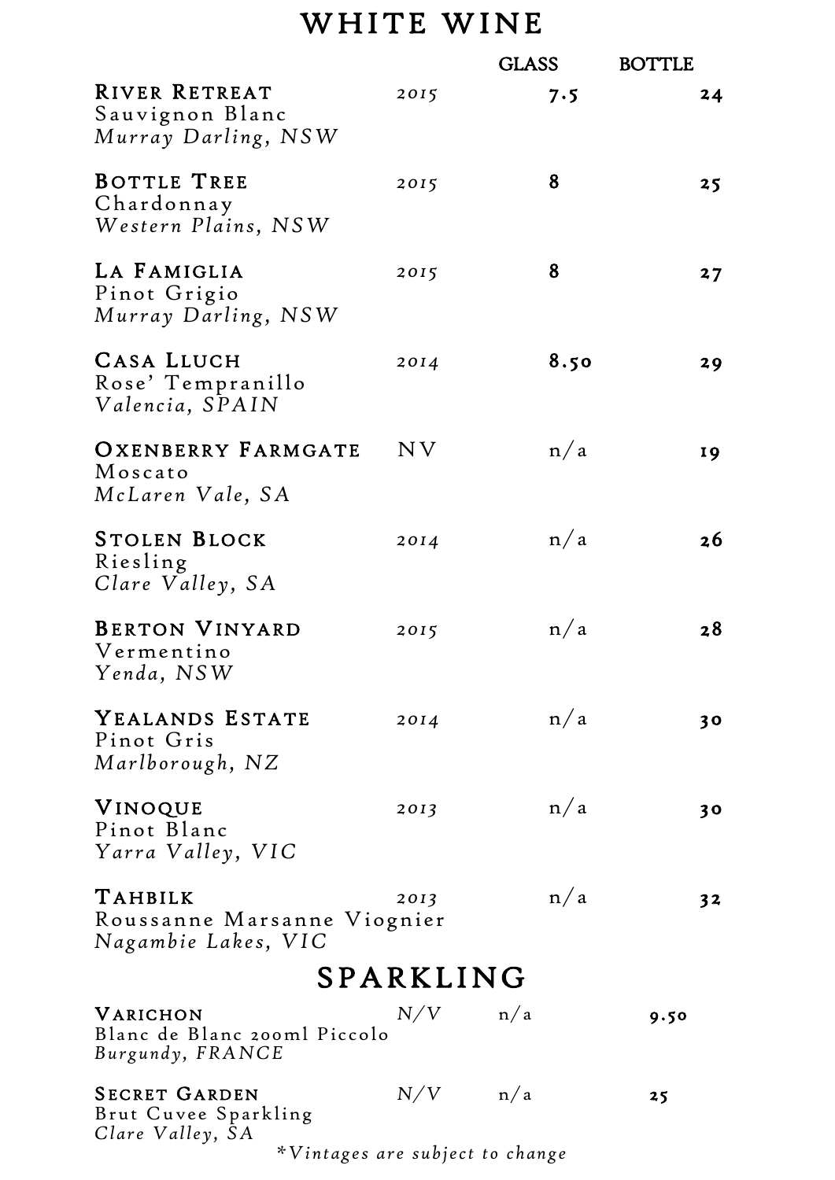# WHITE WINE

| Wine | Vintage | GLASS | BOTTLE |
|---|---|---|---|
| **RIVER RETREAT**<br>Sauvignon Blanc<br>*Murray Darling, NSW* | *2015* | 7.5 | 24 |
| **BOTTLE TREE**<br>Chardonnay<br>*Western Plains, NSW* | *2015* | 8 | 25 |
| **LA FAMIGLIA**<br>Pinot Grigio<br>*Murray Darling, NSW* | *2015* | 8 | 27 |
| **CASA LLUCH**<br>Rose' Tempranillo<br>*Valencia, SPAIN* | *2014* | 8.50 | 29 |
| **OXENBERRY FARMGATE**<br>Moscato<br>*McLaren Vale, SA* | NV | n/a | 19 |
| **STOLEN BLOCK**<br>Riesling<br>*Clare Valley, SA* | *2014* | n/a | 26 |
| **BERTON VINYARD**<br>Vermentino<br>*Yenda, NSW* | *2015* | n/a | 28 |
| **YEALANDS ESTATE**<br>Pinot Gris<br>*Marlborough, NZ* | *2014* | n/a | 30 |
| **VINOQUE**<br>Pinot Blanc<br>*Yarra Valley, VIC* | *2013* | n/a | 30 |
| **TAHBILK**<br>Roussanne Marsanne Viognier<br>*Nagambie Lakes, VIC* | *2013* | n/a | 32 |

# SPARKLING

| Wine | Vintage | GLASS | BOTTLE |
|---|---|---|---|
| **VARICHON**<br>Blanc de Blanc 200ml Piccolo<br>*Burgundy, FRANCE* | *N/V* | n/a | 9.50 |
| **SECRET GARDEN**<br>Brut Cuvee Sparkling<br>*Clare Valley, SA* | *N/V* | n/a | 25 |

**Vintages are subject to change*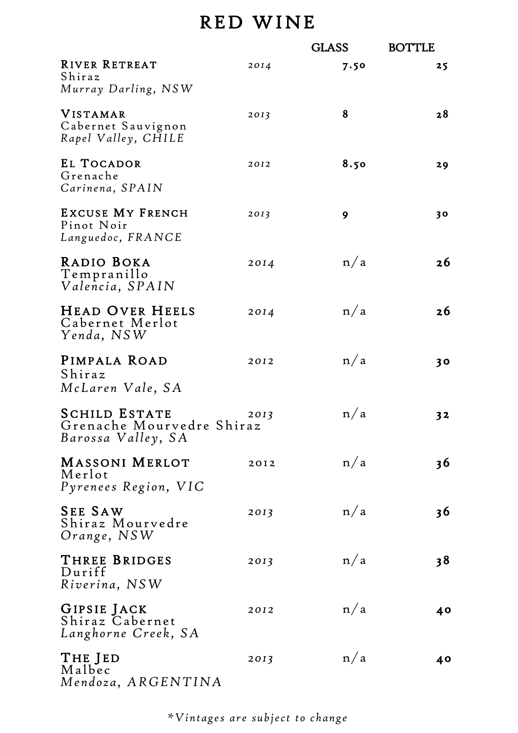# RED WINE

| Wine | Vintage | GLASS | BOTTLE |
|---|---|---|---|
| **River Retreat**<br>Shiraz<br>*Murray Darling, NSW* | *2014* | 7.50 | 25 |
| **Vistamar**<br>Cabernet Sauvignon<br>*Rapel Valley, CHILE* | *2013* | 8 | 28 |
| **El Tocador**<br>Grenache<br>*Carinena, SPAIN* | *2012* | 8.50 | 29 |
| **Excuse My French**<br>Pinot Noir<br>*Languedoc, FRANCE* | *2013* | 9 | 30 |
| **Radio Boka**<br>Tempranillo<br>*Valencia, SPAIN* | *2014* | n/a | 26 |
| **Head Over Heels**<br>Cabernet Merlot<br>*Yenda, NSW* | *2014* | n/a | 26 |
| **Pimpala Road**<br>Shiraz<br>*McLaren Vale, SA* | *2012* | n/a | 30 |
| **Schild Estate**<br>Grenache Mourvedre Shiraz<br>*Barossa Valley, SA* | *2013* | n/a | 32 |
| **Massoni Merlot**<br>Merlot<br>*Pyrenees Region, VIC* | 2012 | n/a | 36 |
| **See Saw**<br>Shiraz Mourvedre<br>*Orange, NSW* | *2013* | n/a | 36 |
| **Three Bridges**<br>Duriff<br>*Riverina, NSW* | *2013* | n/a | 38 |
| **Gipsie Jack**<br>Shiraz Cabernet<br>*Langhorne Creek, SA* | *2012* | n/a | 40 |
| **The Jed**<br>Malbec<br>*Mendoza, ARGENTINA* | *2013* | n/a | 40 |

*\*Vintages are subject to change*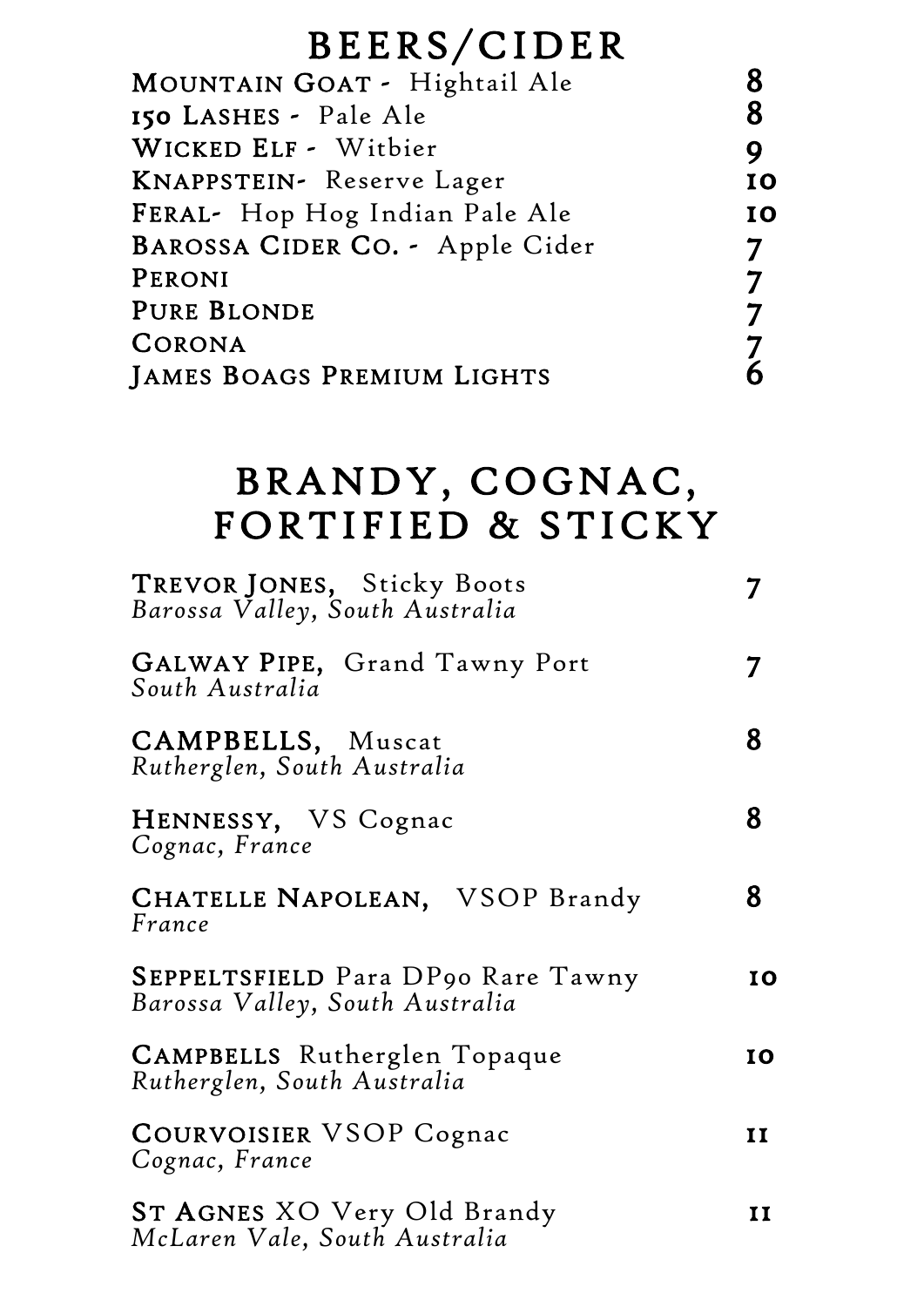# BEERS/CIDER

| Item | Price |
|---|---|
| **Mountain Goat** - Hightail Ale | 8 |
| **150 Lashes** - Pale Ale | 8 |
| **Wicked Elf** - Witbier | 9 |
| **Knappstein**- Reserve Lager | 10 |
| **Feral**- Hop Hog Indian Pale Ale | 10 |
| **Barossa Cider Co.** - Apple Cider | 7 |
| **Peroni** | 7 |
| **Pure Blonde** | 7 |
| **Corona** | 7 |
| **James Boags Premium Lights** | 6 |

# BRANDY, COGNAC, FORTIFIED & STICKY

| Item | Price |
|---|---|
| **Trevor Jones,** Sticky Boots<br>*Barossa Valley, South Australia* | 7 |
| **Galway Pipe,** Grand Tawny Port<br>*South Australia* | 7 |
| **CAMPBELLS,** Muscat<br>*Rutherglen, South Australia* | 8 |
| **Hennessy,** VS Cognac<br>*Cognac, France* | 8 |
| **Chatelle Napolean,** VSOP Brandy<br>*France* | 8 |
| **Seppeltsfield** Para DP90 Rare Tawny<br>*Barossa Valley, South Australia* | 10 |
| **Campbells** Rutherglen Topaque<br>*Rutherglen, South Australia* | 10 |
| **Courvoisier** VSOP Cognac<br>*Cognac, France* | 11 |
| **St Agnes** XO Very Old Brandy<br>*McLaren Vale, South Australia* | 11 |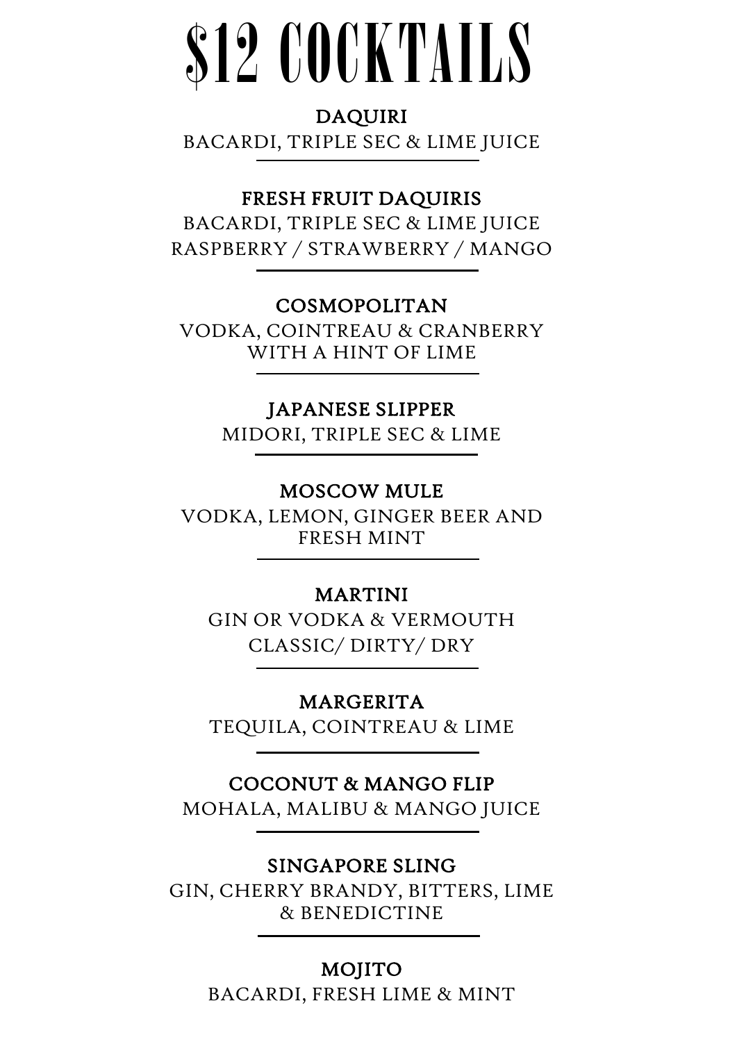# $12 COCKTAILS

## DAQUIRI

BACARDI, TRIPLE SEC & LIME JUICE

---

## FRESH FRUIT DAQUIRIS

BACARDI, TRIPLE SEC & LIME JUICE
RASPBERRY / STRAWBERRY / MANGO

---

## COSMOPOLITAN

VODKA, COINTREAU & CRANBERRY
WITH A HINT OF LIME

---

## JAPANESE SLIPPER

MIDORI, TRIPLE SEC & LIME

---

## MOSCOW MULE

VODKA, LEMON, GINGER BEER AND
FRESH MINT

---

## MARTINI

GIN OR VODKA & VERMOUTH
CLASSIC/ DIRTY/ DRY

---

## MARGERITA

TEQUILA, COINTREAU & LIME

---

## COCONUT & MANGO FLIP

MOHALA, MALIBU & MANGO JUICE

---

## SINGAPORE SLING

GIN, CHERRY BRANDY, BITTERS, LIME
& BENEDICTINE

---

## MOJITO

BACARDI, FRESH LIME & MINT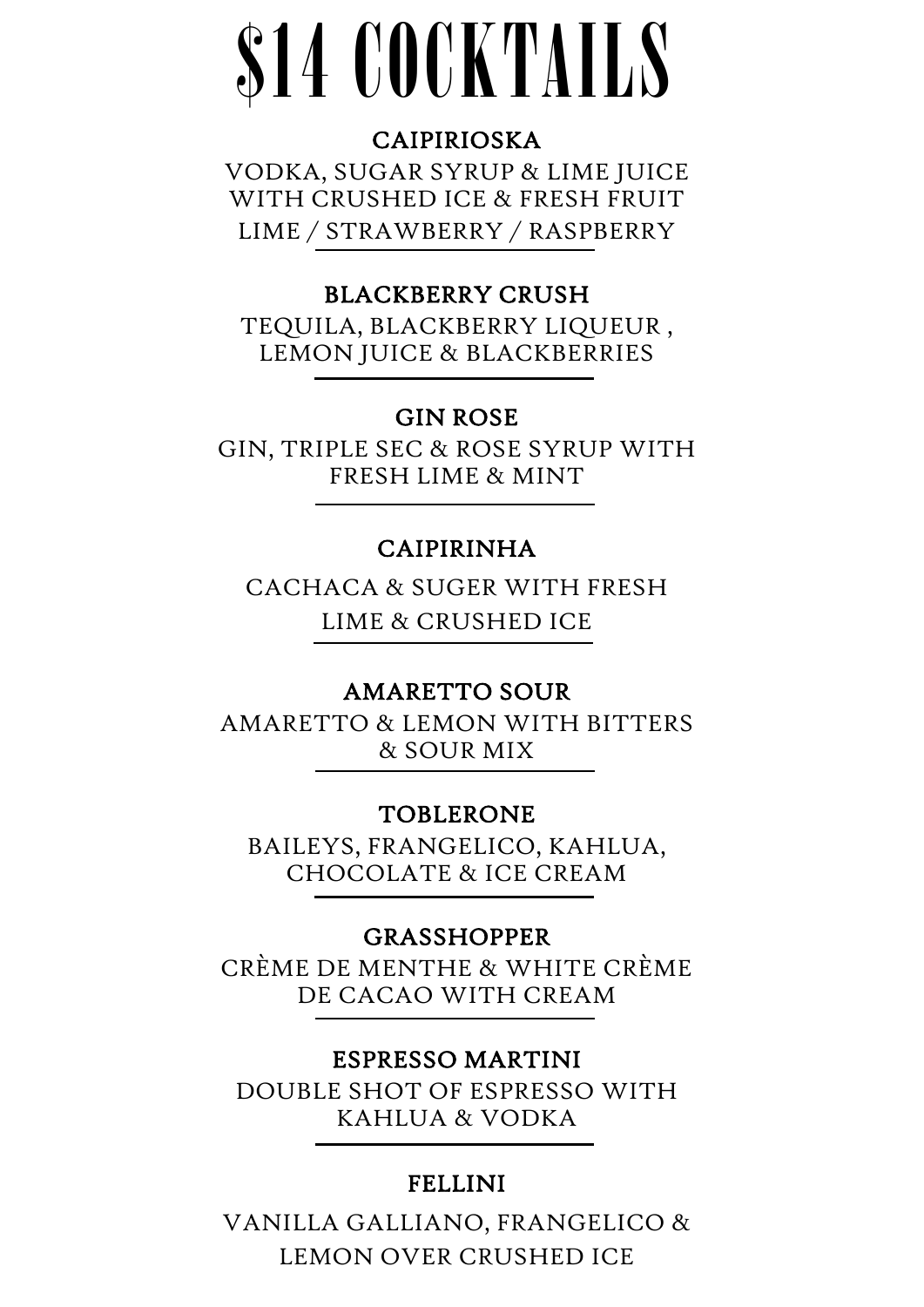# $14 COCKTAILS

### CAIPIRIOSKA

VODKA, SUGAR SYRUP & LIME JUICE WITH CRUSHED ICE & FRESH FRUIT
LIME / STRAWBERRY / RASPBERRY

---

### BLACKBERRY CRUSH

TEQUILA, BLACKBERRY LIQUEUR , LEMON JUICE & BLACKBERRIES

---

### GIN ROSE

GIN, TRIPLE SEC & ROSE SYRUP WITH FRESH LIME & MINT

---

### CAIPIRINHA

CACHACA & SUGER WITH FRESH LIME & CRUSHED ICE

---

### AMARETTO SOUR

AMARETTO & LEMON WITH BITTERS & SOUR MIX

---

### TOBLERONE

BAILEYS, FRANGELICO, KAHLUA, CHOCOLATE & ICE CREAM

---

### GRASSHOPPER

CRÈME DE MENTHE & WHITE CRÈME DE CACAO WITH CREAM

---

### ESPRESSO MARTINI

DOUBLE SHOT OF ESPRESSO WITH KAHLUA & VODKA

---

### FELLINI

VANILLA GALLIANO, FRANGELICO & LEMON OVER CRUSHED ICE